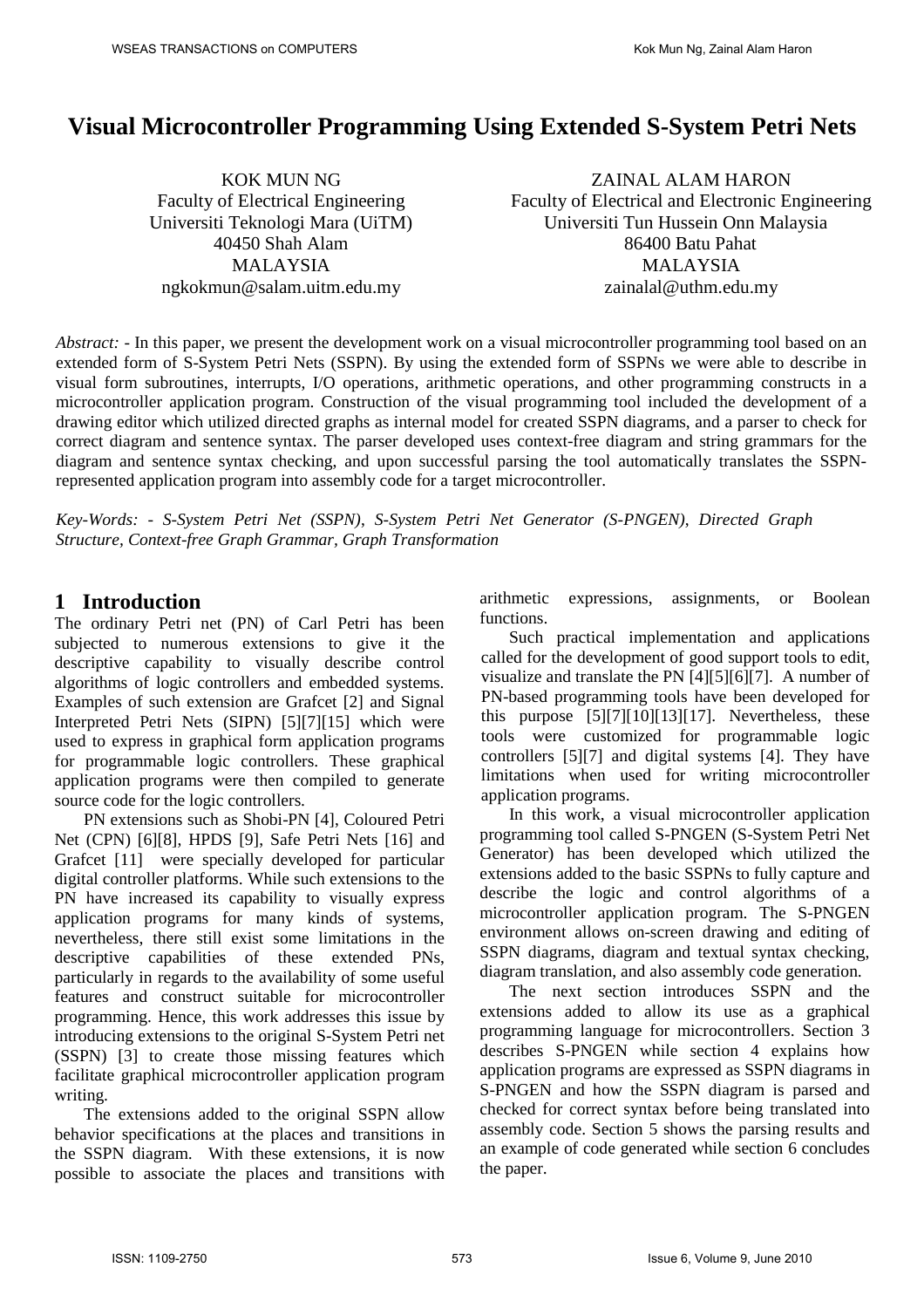# Visual Microcontroller Programming Using Extended S-System Petri Nets

KOK MUN NG
Faculty of Electrical Engineering
Universiti Teknologi Mara (UiTM)
40450 Shah Alam
MALAYSIA
ngkokmun@salam.uitm.edu.my

ZAINAL ALAM HARON
Faculty of Electrical and Electronic Engineering
Universiti Tun Hussein Onn Malaysia
86400 Batu Pahat
MALAYSIA
zainalal@uthm.edu.my

*Abstract: -* In this paper, we present the development work on a visual microcontroller programming tool based on an extended form of S-System Petri Nets (SSPN). By using the extended form of SSPNs we were able to describe in visual form subroutines, interrupts, I/O operations, arithmetic operations, and other programming constructs in a microcontroller application program. Construction of the visual programming tool included the development of a drawing editor which utilized directed graphs as internal model for created SSPN diagrams, and a parser to check for correct diagram and sentence syntax. The parser developed uses context-free diagram and string grammars for the diagram and sentence syntax checking, and upon successful parsing the tool automatically translates the SSPN-represented application program into assembly code for a target microcontroller.

*Key-Words: - S-System Petri Net (SSPN), S-System Petri Net Generator (S-PNGEN), Directed Graph Structure, Context-free Graph Grammar, Graph Transformation*

## 1 Introduction

The ordinary Petri net (PN) of Carl Petri has been subjected to numerous extensions to give it the descriptive capability to visually describe control algorithms of logic controllers and embedded systems. Examples of such extension are Grafcet [2] and Signal Interpreted Petri Nets (SIPN) [5][7][15] which were used to express in graphical form application programs for programmable logic controllers. These graphical application programs were then compiled to generate source code for the logic controllers.

PN extensions such as Shobi-PN [4], Coloured Petri Net (CPN) [6][8], HPDS [9], Safe Petri Nets [16] and Grafcet [11] were specially developed for particular digital controller platforms. While such extensions to the PN have increased its capability to visually express application programs for many kinds of systems, nevertheless, there still exist some limitations in the descriptive capabilities of these extended PNs, particularly in regards to the availability of some useful features and construct suitable for microcontroller programming. Hence, this work addresses this issue by introducing extensions to the original S-System Petri net (SSPN) [3] to create those missing features which facilitate graphical microcontroller application program writing.

The extensions added to the original SSPN allow behavior specifications at the places and transitions in the SSPN diagram. With these extensions, it is now possible to associate the places and transitions with arithmetic expressions, assignments, or Boolean functions.

Such practical implementation and applications called for the development of good support tools to edit, visualize and translate the PN [4][5][6][7]. A number of PN-based programming tools have been developed for this purpose [5][7][10][13][17]. Nevertheless, these tools were customized for programmable logic controllers [5][7] and digital systems [4]. They have limitations when used for writing microcontroller application programs.

In this work, a visual microcontroller application programming tool called S-PNGEN (S-System Petri Net Generator) has been developed which utilized the extensions added to the basic SSPNs to fully capture and describe the logic and control algorithms of a microcontroller application program. The S-PNGEN environment allows on-screen drawing and editing of SSPN diagrams, diagram and textual syntax checking, diagram translation, and also assembly code generation.

The next section introduces SSPN and the extensions added to allow its use as a graphical programming language for microcontrollers. Section 3 describes S-PNGEN while section 4 explains how application programs are expressed as SSPN diagrams in S-PNGEN and how the SSPN diagram is parsed and checked for correct syntax before being translated into assembly code. Section 5 shows the parsing results and an example of code generated while section 6 concludes the paper.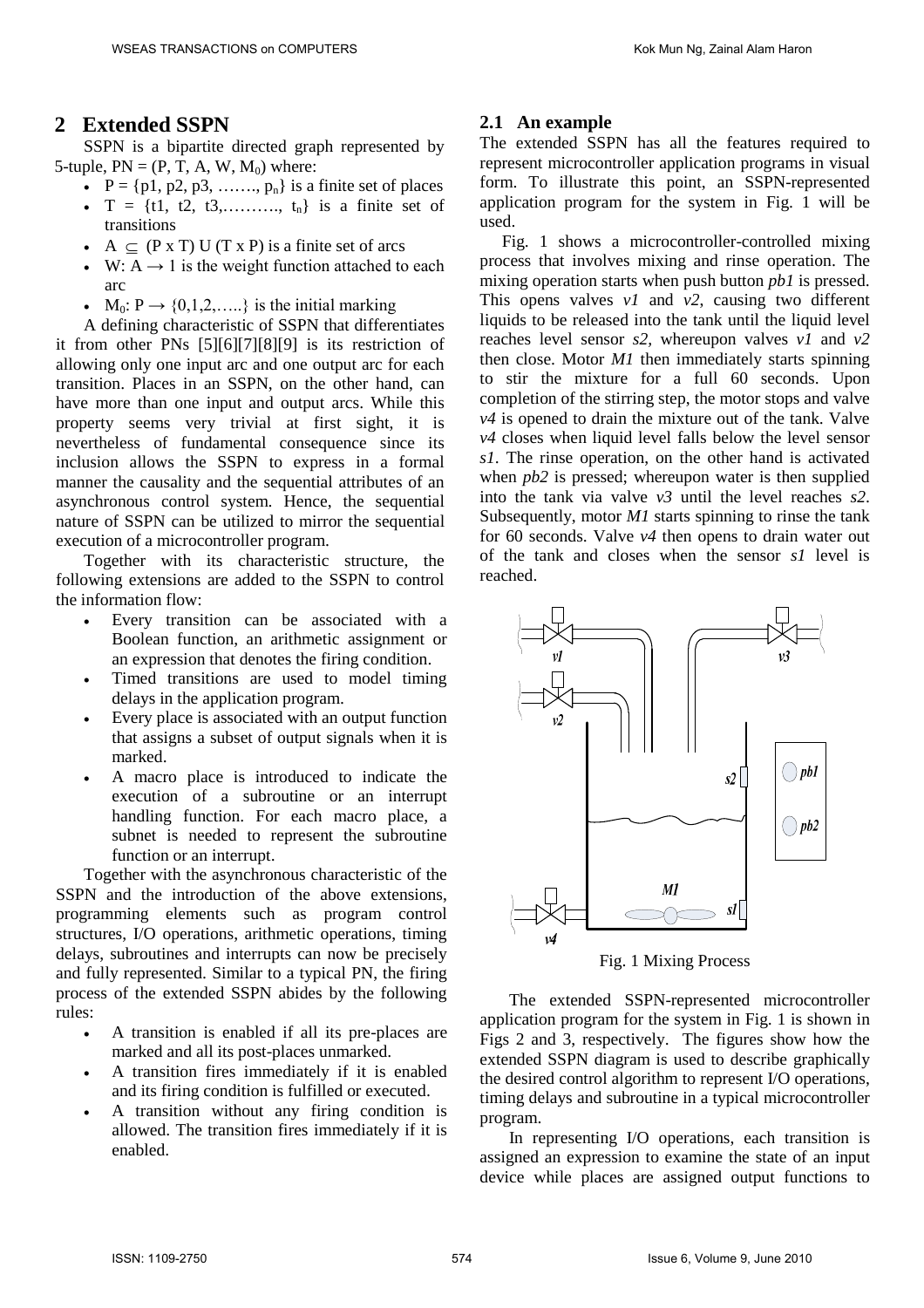## 2 Extended SSPN

SSPN is a bipartite directed graph represented by 5-tuple, PN = (P, T, A, W, $M_0$) where:

- P = {p1, p2, p3, ……., $p_n$} is a finite set of places
- T = {t1, t2, t3,………., $t_n$} is a finite set of transitions
- A $\subseteq$ (P x T) U (T x P) is a finite set of arcs
- W: A → 1 is the weight function attached to each arc
- $M_0$: P → {0,1,2,…..} is the initial marking

A defining characteristic of SSPN that differentiates it from other PNs [5][6][7][8][9] is its restriction of allowing only one input arc and one output arc for each transition. Places in an SSPN, on the other hand, can have more than one input and output arcs. While this property seems very trivial at first sight, it is nevertheless of fundamental consequence since its inclusion allows the SSPN to express in a formal manner the causality and the sequential attributes of an asynchronous control system. Hence, the sequential nature of SSPN can be utilized to mirror the sequential execution of a microcontroller program.

Together with its characteristic structure, the following extensions are added to the SSPN to control the information flow:

- Every transition can be associated with a Boolean function, an arithmetic assignment or an expression that denotes the firing condition.
- Timed transitions are used to model timing delays in the application program.
- Every place is associated with an output function that assigns a subset of output signals when it is marked.
- A macro place is introduced to indicate the execution of a subroutine or an interrupt handling function. For each macro place, a subnet is needed to represent the subroutine function or an interrupt.

Together with the asynchronous characteristic of the SSPN and the introduction of the above extensions, programming elements such as program control structures, I/O operations, arithmetic operations, timing delays, subroutines and interrupts can now be precisely and fully represented. Similar to a typical PN, the firing process of the extended SSPN abides by the following rules:

- A transition is enabled if all its pre-places are marked and all its post-places unmarked.
- A transition fires immediately if it is enabled and its firing condition is fulfilled or executed.
- A transition without any firing condition is allowed. The transition fires immediately if it is enabled.

### 2.1 An example

The extended SSPN has all the features required to represent microcontroller application programs in visual form. To illustrate this point, an SSPN-represented application program for the system in Fig. 1 will be used.

Fig. 1 shows a microcontroller-controlled mixing process that involves mixing and rinse operation. The mixing operation starts when push button *pb1* is pressed. This opens valves *v1* and *v2*, causing two different liquids to be released into the tank until the liquid level reaches level sensor *s2*, whereupon valves *v1* and *v2* then close. Motor *M1* then immediately starts spinning to stir the mixture for a full 60 seconds. Upon completion of the stirring step, the motor stops and valve *v4* is opened to drain the mixture out of the tank. Valve *v4* closes when liquid level falls below the level sensor *s1*. The rinse operation, on the other hand is activated when *pb2* is pressed; whereupon water is then supplied into the tank via valve *v3* until the level reaches *s2*. Subsequently, motor *M1* starts spinning to rinse the tank for 60 seconds. Valve *v4* then opens to drain water out of the tank and closes when the sensor *s1* level is reached.

Fig. 1 Mixing Process

The extended SSPN-represented microcontroller application program for the system in Fig. 1 is shown in Figs 2 and 3, respectively. The figures show how the extended SSPN diagram is used to describe graphically the desired control algorithm to represent I/O operations, timing delays and subroutine in a typical microcontroller program.

In representing I/O operations, each transition is assigned an expression to examine the state of an input device while places are assigned output functions to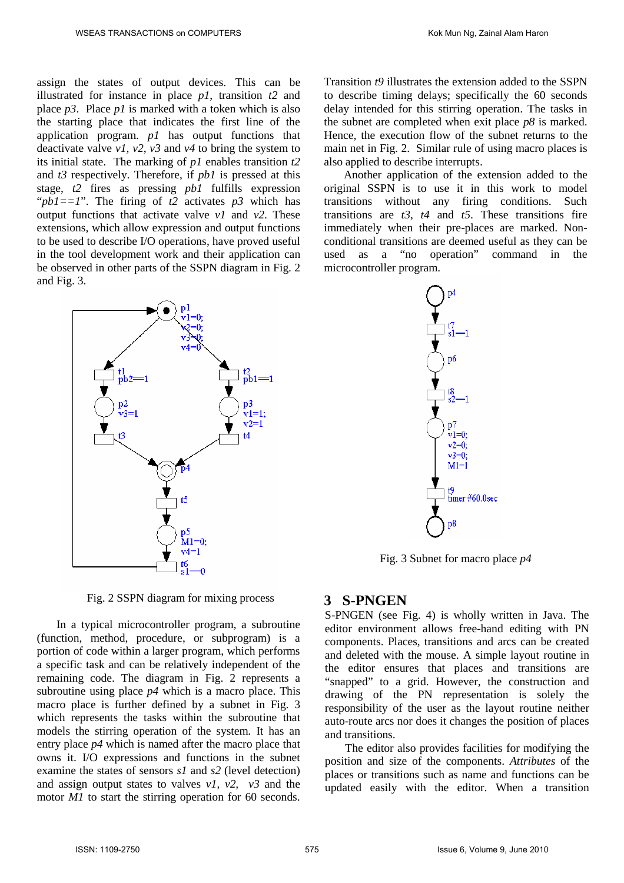assign the states of output devices. This can be illustrated for instance in place *p1*, transition *t2* and place *p3*. Place *p1* is marked with a token which is also the starting place that indicates the first line of the application program. *p1* has output functions that deactivate valve *v1*, *v2*, *v3* and *v4* to bring the system to its initial state. The marking of *p1* enables transition *t2* and *t3* respectively. Therefore, if *pb1* is pressed at this stage, *t2* fires as pressing *pb1* fulfills expression "*pb1==1*". The firing of *t2* activates *p3* which has output functions that activate valve *v1* and *v2*. These extensions, which allow expression and output functions to be used to describe I/O operations, have proved useful in the tool development work and their application can be observed in other parts of the SSPN diagram in Fig. 2 and Fig. 3.

Fig. 2 SSPN diagram for mixing process

In a typical microcontroller program, a subroutine (function, method, procedure, or subprogram) is a portion of code within a larger program, which performs a specific task and can be relatively independent of the remaining code. The diagram in Fig. 2 represents a subroutine using place *p4* which is a macro place. This macro place is further defined by a subnet in Fig. 3 which represents the tasks within the subroutine that models the stirring operation of the system. It has an entry place *p4* which is named after the macro place that owns it. I/O expressions and functions in the subnet examine the states of sensors *s1* and *s2* (level detection) and assign output states to valves *v1*, *v2*, *v3* and the motor *M1* to start the stirring operation for 60 seconds. Transition *t9* illustrates the extension added to the SSPN to describe timing delays; specifically the 60 seconds delay intended for this stirring operation. The tasks in the subnet are completed when exit place *p8* is marked. Hence, the execution flow of the subnet returns to the main net in Fig. 2. Similar rule of using macro places is also applied to describe interrupts.

Another application of the extension added to the original SSPN is to use it in this work to model transitions without any firing conditions. Such transitions are *t3*, *t4* and *t5*. These transitions fire immediately when their pre-places are marked. Non-conditional transitions are deemed useful as they can be used as a "no operation" command in the microcontroller program.

Fig. 3 Subnet for macro place *p4*

## 3 S-PNGEN

S-PNGEN (see Fig. 4) is wholly written in Java. The editor environment allows free-hand editing with PN components. Places, transitions and arcs can be created and deleted with the mouse. A simple layout routine in the editor ensures that places and transitions are "snapped" to a grid. However, the construction and drawing of the PN representation is solely the responsibility of the user as the layout routine neither auto-route arcs nor does it changes the position of places and transitions.

The editor also provides facilities for modifying the position and size of the components. *Attributes* of the places or transitions such as name and functions can be updated easily with the editor. When a transition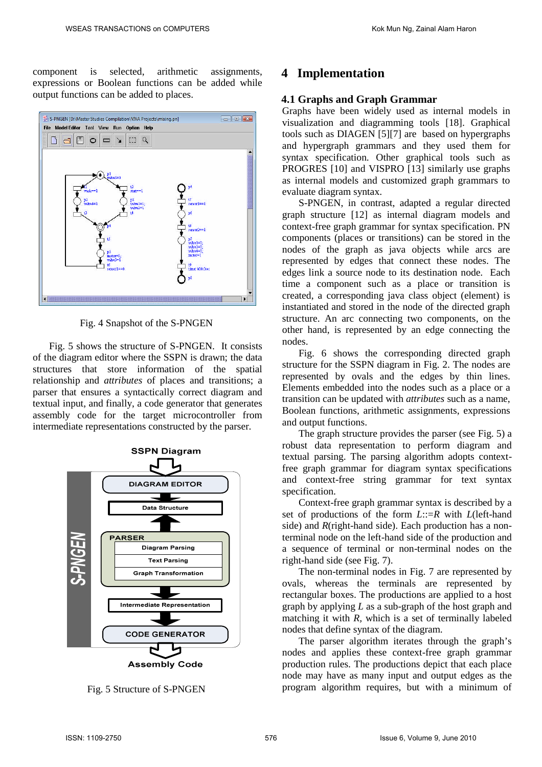component is selected, arithmetic assignments, expressions or Boolean functions can be added while output functions can be added to places.

Fig. 4 Snapshot of the S-PNGEN

Fig. 5 shows the structure of S-PNGEN. It consists of the diagram editor where the SSPN is drawn; the data structures that store information of the spatial relationship and *attributes* of places and transitions; a parser that ensures a syntactically correct diagram and textual input, and finally, a code generator that generates assembly code for the target microcontroller from intermediate representations constructed by the parser.

Fig. 5 Structure of S-PNGEN

## 4 Implementation

### 4.1 Graphs and Graph Grammar

Graphs have been widely used as internal models in visualization and diagramming tools [18]. Graphical tools such as DIAGEN [5][7] are based on hypergraphs and hypergraph grammars and they used them for syntax specification. Other graphical tools such as PROGRES [10] and VISPRO [13] similarly use graphs as internal models and customized graph grammars to evaluate diagram syntax.

S-PNGEN, in contrast, adapted a regular directed graph structure [12] as internal diagram models and context-free graph grammar for syntax specification. PN components (places or transitions) can be stored in the nodes of the graph as java objects while arcs are represented by edges that connect these nodes. The edges link a source node to its destination node. Each time a component such as a place or transition is created, a corresponding java class object (element) is instantiated and stored in the node of the directed graph structure. An arc connecting two components, on the other hand, is represented by an edge connecting the nodes.

Fig. 6 shows the corresponding directed graph structure for the SSPN diagram in Fig. 2. The nodes are represented by ovals and the edges by thin lines. Elements embedded into the nodes such as a place or a transition can be updated with *attributes* such as a name, Boolean functions, arithmetic assignments, expressions and output functions.

The graph structure provides the parser (see Fig. 5) a robust data representation to perform diagram and textual parsing. The parsing algorithm adopts context-free graph grammar for diagram syntax specifications and context-free string grammar for text syntax specification.

Context-free graph grammar syntax is described by a set of productions of the form $L$::=$R$ with $L$(left-hand side) and $R$(right-hand side). Each production has a non-terminal node on the left-hand side of the production and a sequence of terminal or non-terminal nodes on the right-hand side (see Fig. 7).

The non-terminal nodes in Fig. 7 are represented by ovals, whereas the terminals are represented by rectangular boxes. The productions are applied to a host graph by applying $L$ as a sub-graph of the host graph and matching it with $R$, which is a set of terminally labeled nodes that define syntax of the diagram.

The parser algorithm iterates through the graph's nodes and applies these context-free graph grammar production rules. The productions depict that each place node may have as many input and output edges as the program algorithm requires, but with a minimum of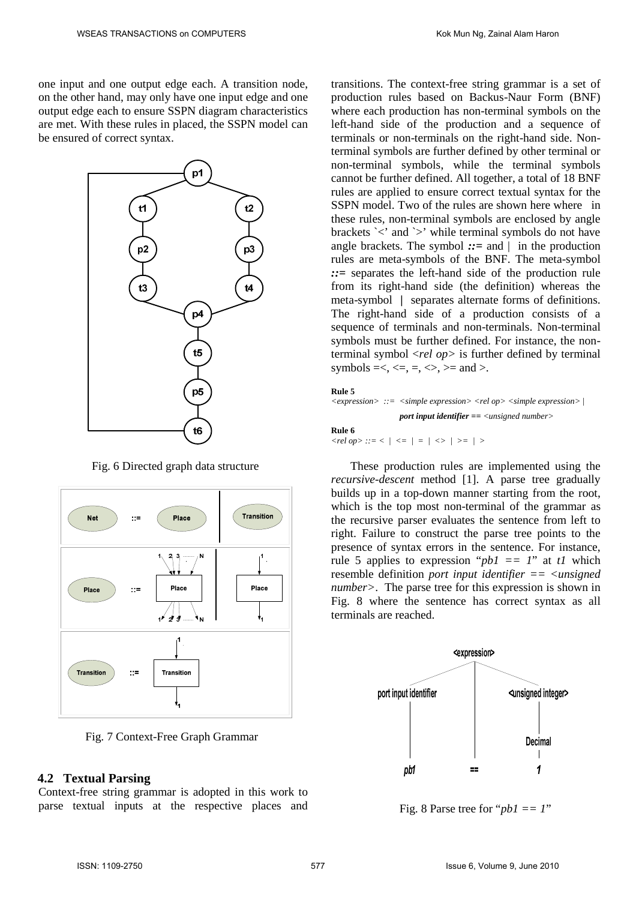one input and one output edge each. A transition node, on the other hand, may only have one input edge and one output edge each to ensure SSPN diagram characteristics are met. With these rules in placed, the SSPN model can be ensured of correct syntax.

Fig. 6 Directed graph data structure

Fig. 7 Context-Free Graph Grammar

### 4.2 Textual Parsing

Context-free string grammar is adopted in this work to parse textual inputs at the respective places and transitions. The context-free string grammar is a set of production rules based on Backus-Naur Form (BNF) where each production has non-terminal symbols on the left-hand side of the production and a sequence of terminals or non-terminals on the right-hand side. Non-terminal symbols are further defined by other terminal or non-terminal symbols, while the terminal symbols cannot be further defined. All together, a total of 18 BNF rules are applied to ensure correct textual syntax for the SSPN model. Two of the rules are shown here where in these rules, non-terminal symbols are enclosed by angle brackets `<' and `>' while terminal symbols do not have angle brackets. The symbol ***::=*** and | in the production rules are meta-symbols of the BNF. The meta-symbol ***::=*** separates the left-hand side of the production rule from its right-hand side (the definition) whereas the meta-symbol **|** separates alternate forms of definitions. The right-hand side of a production consists of a sequence of terminals and non-terminals. Non-terminal symbols must be further defined. For instance, the non-terminal symbol <*rel op*> is further defined by terminal symbols =<, <=, =, <>, >= and >.

**Rule 5**
*<expression> ::= <simple expression> <rel op> <simple expression> |*
***port input identifier*** **==** *<unsigned number>*

**Rule 6**
*<rel op> ::= < | <= | = | <> | >= | >*

These production rules are implemented using the *recursive-descent* method [1]. A parse tree gradually builds up in a top-down manner starting from the root, which is the top most non-terminal of the grammar as the recursive parser evaluates the sentence from left to right. Failure to construct the parse tree points to the presence of syntax errors in the sentence. For instance, rule 5 applies to expression "*pb1 == 1*" at *t1* which resemble definition *port input identifier == <unsigned number>*. The parse tree for this expression is shown in Fig. 8 where the sentence has correct syntax as all terminals are reached.

Fig. 8 Parse tree for "*pb1 == 1*"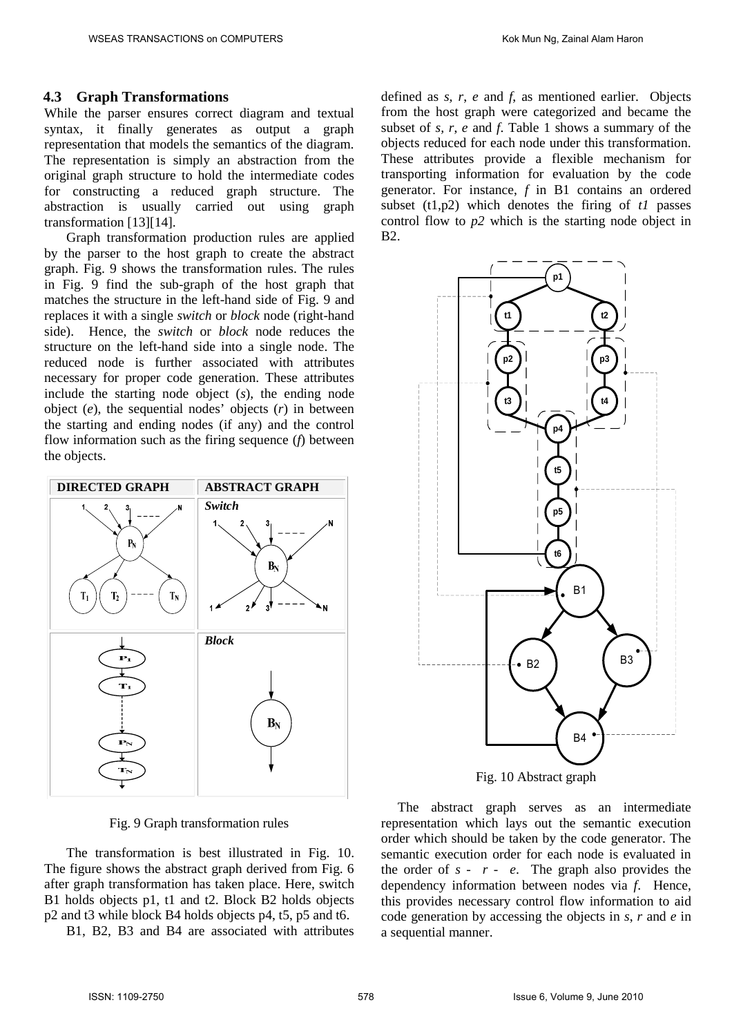### 4.3 Graph Transformations

While the parser ensures correct diagram and textual syntax, it finally generates as output a graph representation that models the semantics of the diagram. The representation is simply an abstraction from the original graph structure to hold the intermediate codes for constructing a reduced graph structure. The abstraction is usually carried out using graph transformation [13][14].

Graph transformation production rules are applied by the parser to the host graph to create the abstract graph. Fig. 9 shows the transformation rules. The rules in Fig. 9 find the sub-graph of the host graph that matches the structure in the left-hand side of Fig. 9 and replaces it with a single *switch* or *block* node (right-hand side). Hence, the *switch* or *block* node reduces the structure on the left-hand side into a single node. The reduced node is further associated with attributes necessary for proper code generation. These attributes include the starting node object (*s*), the ending node object (*e*), the sequential nodes' objects (*r*) in between the starting and ending nodes (if any) and the control flow information such as the firing sequence (*f*) between the objects.

Fig. 9 Graph transformation rules

The transformation is best illustrated in Fig. 10. The figure shows the abstract graph derived from Fig. 6 after graph transformation has taken place. Here, switch B1 holds objects p1, t1 and t2. Block B2 holds objects p2 and t3 while block B4 holds objects p4, t5, p5 and t6.

B1, B2, B3 and B4 are associated with attributes defined as *s, r, e* and *f*, as mentioned earlier. Objects from the host graph were categorized and became the subset of *s, r, e* and *f*. Table 1 shows a summary of the objects reduced for each node under this transformation. These attributes provide a flexible mechanism for transporting information for evaluation by the code generator. For instance, *f* in B1 contains an ordered subset (t1,p2) which denotes the firing of *t1* passes control flow to *p2* which is the starting node object in B2.

Fig. 10 Abstract graph

The abstract graph serves as an intermediate representation which lays out the semantic execution order which should be taken by the code generator. The semantic execution order for each node is evaluated in the order of *s* - *r* - *e*. The graph also provides the dependency information between nodes via *f*. Hence, this provides necessary control flow information to aid code generation by accessing the objects in *s*, *r* and *e* in a sequential manner.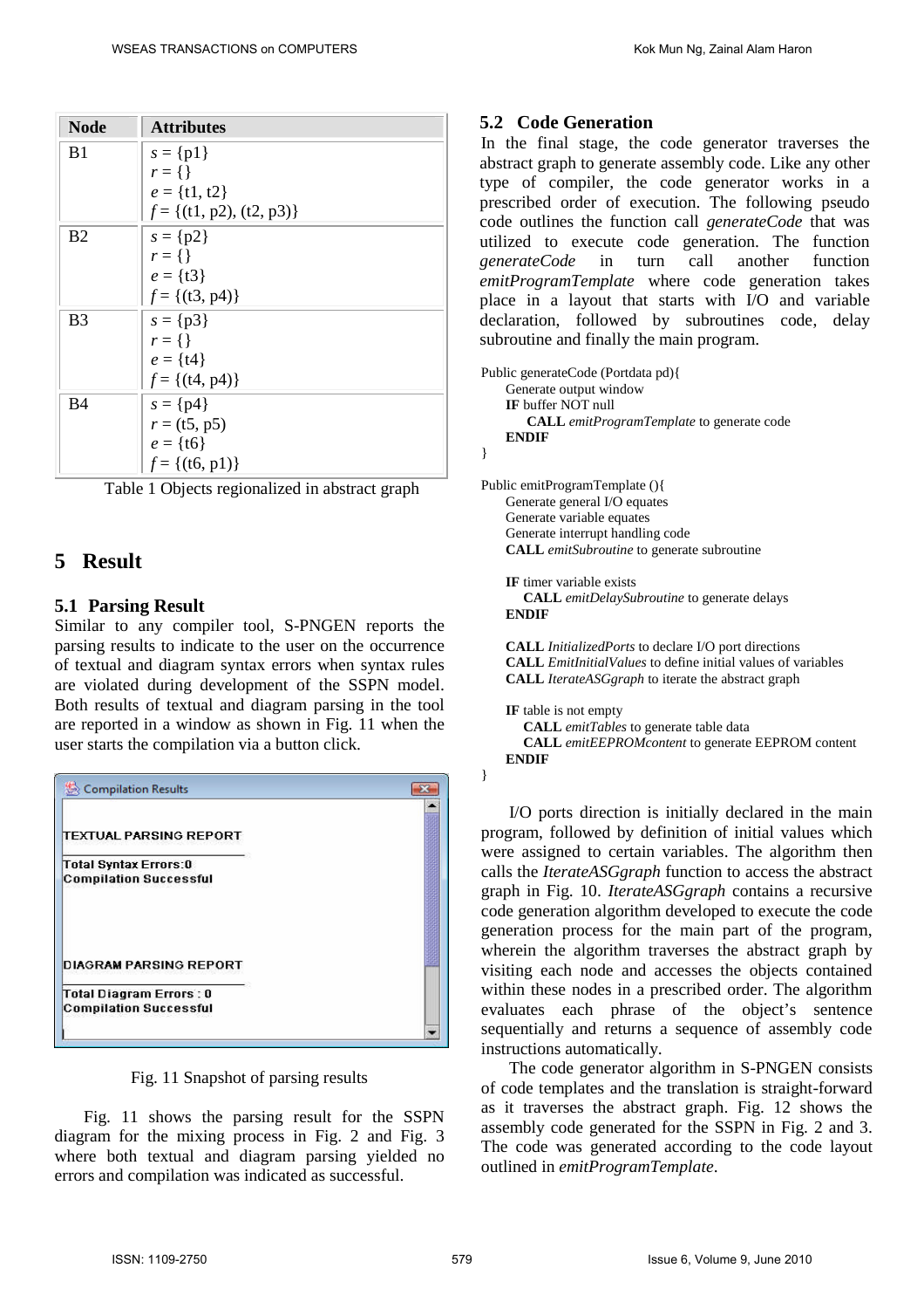| Node | Attributes |
|---|---|
| B1 | $s = \{p1\}$<br>$r = \{\}$<br>$e = \{t1, t2\}$<br>$f = \{(t1, p2), (t2, p3)\}$ |
| B2 | $s = \{p2\}$<br>$r = \{\}$<br>$e = \{t3\}$<br>$f = \{(t3, p4)\}$ |
| B3 | $s = \{p3\}$<br>$r = \{\}$<br>$e = \{t4\}$<br>$f = \{(t4, p4)\}$ |
| B4 | $s = \{p4\}$<br>$r = (t5, p5)$<br>$e = \{t6\}$<br>$f = \{(t6, p1)\}$ |

Table 1 Objects regionalized in abstract graph

# 5 Result

## 5.1 Parsing Result

Similar to any compiler tool, S-PNGEN reports the parsing results to indicate to the user on the occurrence of textual and diagram syntax errors when syntax rules are violated during development of the SSPN model. Both results of textual and diagram parsing in the tool are reported in a window as shown in Fig. 11 when the user starts the compilation via a button click.

```
Compilation Results

TEXTUAL PARSING REPORT
Total Syntax Errors:0
Compilation Successful

DIAGRAM PARSING REPORT
Total Diagram Errors : 0
Compilation Successful
```

Fig. 11 Snapshot of parsing results

Fig. 11 shows the parsing result for the SSPN diagram for the mixing process in Fig. 2 and Fig. 3 where both textual and diagram parsing yielded no errors and compilation was indicated as successful.

## 5.2 Code Generation

In the final stage, the code generator traverses the abstract graph to generate assembly code. Like any other type of compiler, the code generator works in a prescribed order of execution. The following pseudo code outlines the function call *generateCode* that was utilized to execute code generation. The function *generateCode* in turn call another function *emitProgramTemplate* where code generation takes place in a layout that starts with I/O and variable declaration, followed by subroutines code, delay subroutine and finally the main program.

```
Public generateCode (Portdata pd){
    Generate output window
    IF buffer NOT null
        CALL emitProgramTemplate to generate code
    ENDIF
}

Public emitProgramTemplate (){
    Generate general I/O equates
    Generate variable equates
    Generate interrupt handling code
    CALL emitSubroutine to generate subroutine

    IF timer variable exists
        CALL emitDelaySubroutine to generate delays
    ENDIF

    CALL InitializedPorts to declare I/O port directions
    CALL EmitInitialValues to define initial values of variables
    CALL IterateASGgraph to iterate the abstract graph

    IF table is not empty
        CALL emitTables to generate table data
        CALL emitEEPROMcontent to generate EEPROM content
    ENDIF
}
```

I/O ports direction is initially declared in the main program, followed by definition of initial values which were assigned to certain variables. The algorithm then calls the *IterateASGgraph* function to access the abstract graph in Fig. 10. *IterateASGgraph* contains a recursive code generation algorithm developed to execute the code generation process for the main part of the program, wherein the algorithm traverses the abstract graph by visiting each node and accesses the objects contained within these nodes in a prescribed order. The algorithm evaluates each phrase of the object's sentence sequentially and returns a sequence of assembly code instructions automatically.

The code generator algorithm in S-PNGEN consists of code templates and the translation is straight-forward as it traverses the abstract graph. Fig. 12 shows the assembly code generated for the SSPN in Fig. 2 and 3. The code was generated according to the code layout outlined in *emitProgramTemplate*.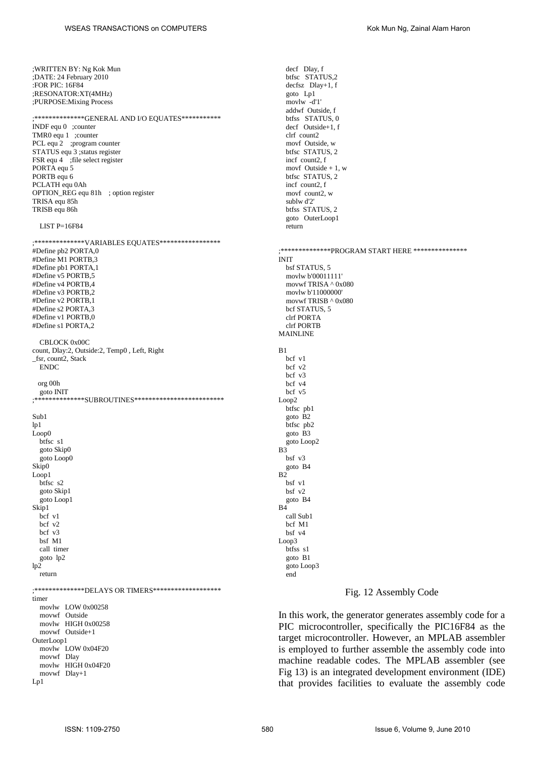```
;WRITTEN BY: Ng Kok Mun
;DATE: 24 February 2010
:FOR PIC: 16F84
;RESONATOR:XT(4MHz)
;PURPOSE:Mixing Process

;**************GENERAL AND I/O EQUATES***********
INDF equ 0   ;counter
TMR0 equ 1   ;counter
PCL equ 2    ;program counter
STATUS equ 3 ;status register
FSR equ 4    ;file select register
PORTA equ 5
PORTB equ 6
PCLATH equ 0Ah
OPTION_REG equ 81h    ; option register
TRISA equ 85h
TRISB equ 86h

   LIST P=16F84

;**************VARIABLES EQUATES*****************
#Define pb2 PORTA,0
#Define M1 PORTB,3
#Define pb1 PORTA,1
#Define v5 PORTB,5
#Define v4 PORTB,4
#Define v3 PORTB,2
#Define v2 PORTB,1
#Define s2 PORTA,3
#Define v1 PORTB,0
#Define s1 PORTA,2

   CBLOCK 0x00C
count, Dlay:2, Outside:2, Temp0 , Left, Right
_fsr, count2, Stack
   ENDC

  org 00h
  goto INIT
;**************SUBROUTINES************************

Sub1
lp1
Loop0
   btfsc  s1
   goto Skip0
   goto Loop0
Skip0
Loop1
   btfsc  s2
   goto Skip1
   goto Loop1
Skip1
   bcf  v1
   bcf  v2
   bcf  v3
   bsf  M1
   call  timer
   goto  lp2
lp2
   return

;**************DELAYS OR TIMERS*******************
timer
   movlw   LOW 0x00258
   movwf   Outside
   movlw   HIGH 0x00258
   movwf   Outside+1
OuterLoop1
   movlw   LOW 0x04F20
   movwf   Dlay
   movlw   HIGH 0x04F20
   movwf   Dlay+1
Lp1
   decf  Dlay, f
   btfsc  STATUS,2
   decfsz  Dlay+1, f
   goto  Lp1
   movlw  -d'1'
   addwf  Outside, f
   btfss  STATUS, 0
   decf  Outside+1, f
   clrf  count2
   movf  Outside, w
   btfsc  STATUS, 2
   incf  count2, f
   movf  Outside + 1, w
   btfsc  STATUS, 2
   incf  count2, f
   movf  count2, w
   sublw d'2'
   btfss  STATUS, 2
   goto  OuterLoop1
   return

;**************PROGRAM START HERE ***************
INIT
   bsf STATUS, 5
   movlw b'00011111'
   movwf TRISA ^ 0x080
   movlw b'11000000'
   movwf TRISB ^ 0x080
   bcf STATUS, 5
   clrf PORTA
   clrf PORTB
MAINLINE

B1
   bcf  v1
   bcf  v2
   bcf  v3
   bcf  v4
   bcf  v5
Loop2
   btfsc  pb1
   goto  B2
   btfsc  pb2
   goto  B3
   goto Loop2
B3
   bsf  v3
   goto  B4
B2
   bsf  v1
   bsf  v2
   goto  B4
B4
   call Sub1
   bcf  M1
   bsf  v4
Loop3
   btfss  s1
   goto  B1
   goto Loop3
   end
```

Fig. 12 Assembly Code

In this work, the generator generates assembly code for a PIC microcontroller, specifically the PIC16F84 as the target microcontroller. However, an MPLAB assembler is employed to further assemble the assembly code into machine readable codes. The MPLAB assembler (see Fig 13) is an integrated development environment (IDE) that provides facilities to evaluate the assembly code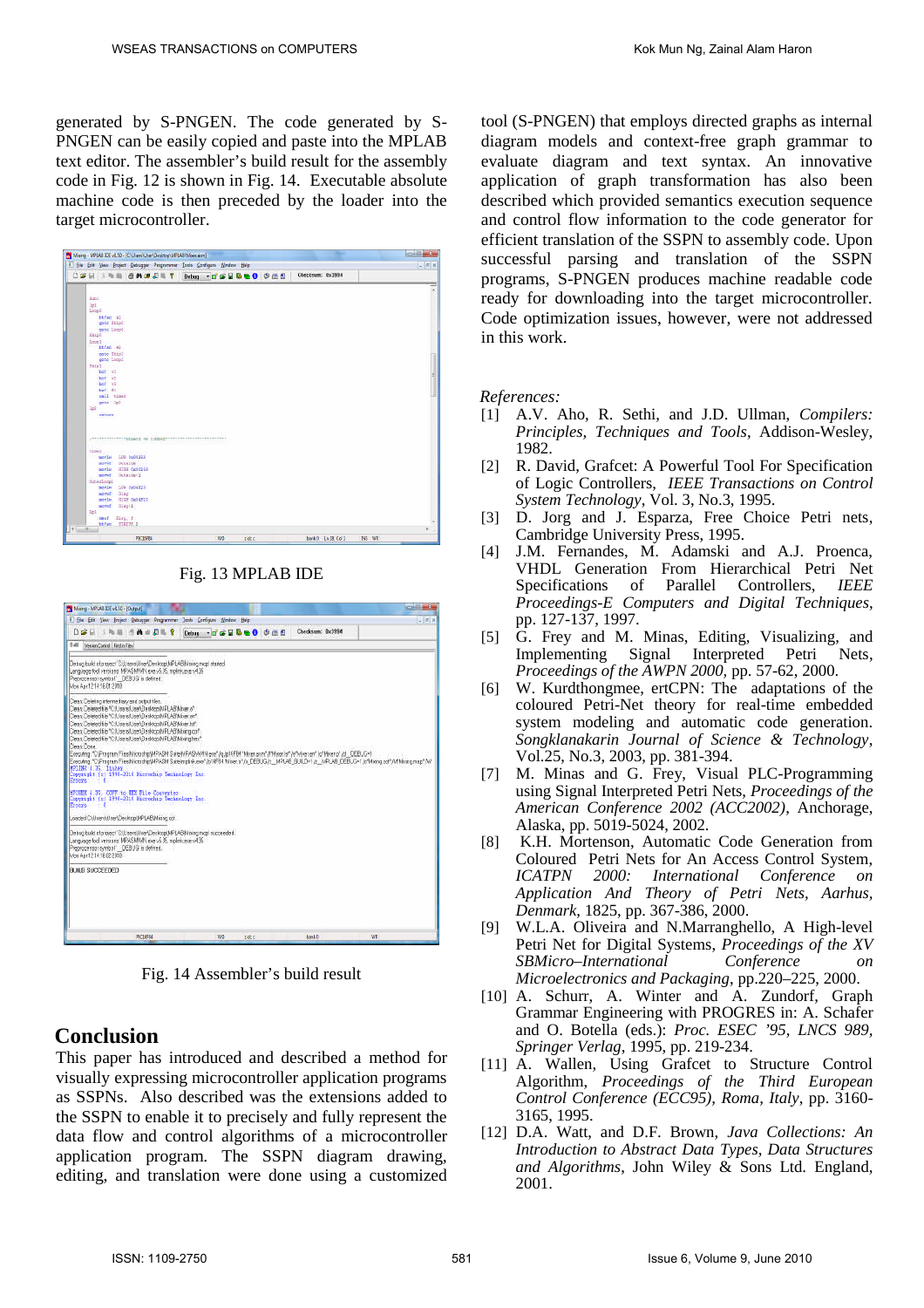generated by S-PNGEN. The code generated by S-PNGEN can be easily copied and paste into the MPLAB text editor. The assembler's build result for the assembly code in Fig. 12 is shown in Fig. 14. Executable absolute machine code is then preceded by the loader into the target microcontroller.

Fig. 13 MPLAB IDE

Fig. 14 Assembler's build result

## Conclusion

This paper has introduced and described a method for visually expressing microcontroller application programs as SSPNs. Also described was the extensions added to the SSPN to enable it to precisely and fully represent the data flow and control algorithms of a microcontroller application program. The SSPN diagram drawing, editing, and translation were done using a customized tool (S-PNGEN) that employs directed graphs as internal diagram models and context-free graph grammar to evaluate diagram and text syntax. An innovative application of graph transformation has also been described which provided semantics execution sequence and control flow information to the code generator for efficient translation of the SSPN to assembly code. Upon successful parsing and translation of the SSPN programs, S-PNGEN produces machine readable code ready for downloading into the target microcontroller. Code optimization issues, however, were not addressed in this work.

*References:*

[1] A.V. Aho, R. Sethi, and J.D. Ullman, *Compilers: Principles, Techniques and Tools*, Addison-Wesley, 1982.

[2] R. David, Grafcet: A Powerful Tool For Specification of Logic Controllers, *IEEE Transactions on Control System Technology*, Vol. 3, No.3, 1995.

[3] D. Jorg and J. Esparza, Free Choice Petri nets, Cambridge University Press, 1995.

[4] J.M. Fernandes, M. Adamski and A.J. Proenca, VHDL Generation From Hierarchical Petri Net Specifications of Parallel Controllers, *IEEE Proceedings-E Computers and Digital Techniques*, pp. 127-137, 1997.

[5] G. Frey and M. Minas, Editing, Visualizing, and Implementing Signal Interpreted Petri Nets, *Proceedings of the AWPN 2000*, pp. 57-62, 2000.

[6] W. Kurdthongmee, ertCPN: The adaptations of the coloured Petri-Net theory for real-time embedded system modeling and automatic code generation. *Songklanakarin Journal of Science & Technology*, Vol.25, No.3, 2003, pp. 381-394.

[7] M. Minas and G. Frey, Visual PLC-Programming using Signal Interpreted Petri Nets, *Proceedings of the American Conference 2002 (ACC2002)*, Anchorage, Alaska, pp. 5019-5024, 2002.

[8] K.H. Mortenson, Automatic Code Generation from Coloured Petri Nets for An Access Control System, *ICATPN 2000: International Conference on Application And Theory of Petri Nets, Aarhus, Denmark*, 1825, pp. 367-386, 2000.

[9] W.L.A. Oliveira and N.Marranghello, A High-level Petri Net for Digital Systems, *Proceedings of the XV SBMicro–International Conference on Microelectronics and Packaging*, pp.220–225, 2000.

[10] A. Schurr, A. Winter and A. Zundorf, Graph Grammar Engineering with PROGRES in: A. Schafer and O. Botella (eds.): *Proc. ESEC '95, LNCS 989, Springer Verlag*, 1995, pp. 219-234.

[11] A. Wallen, Using Grafcet to Structure Control Algorithm, *Proceedings of the Third European Control Conference (ECC95), Roma, Italy*, pp. 3160-3165, 1995.

[12] D.A. Watt, and D.F. Brown, *Java Collections: An Introduction to Abstract Data Types, Data Structures and Algorithms*, John Wiley & Sons Ltd. England, 2001.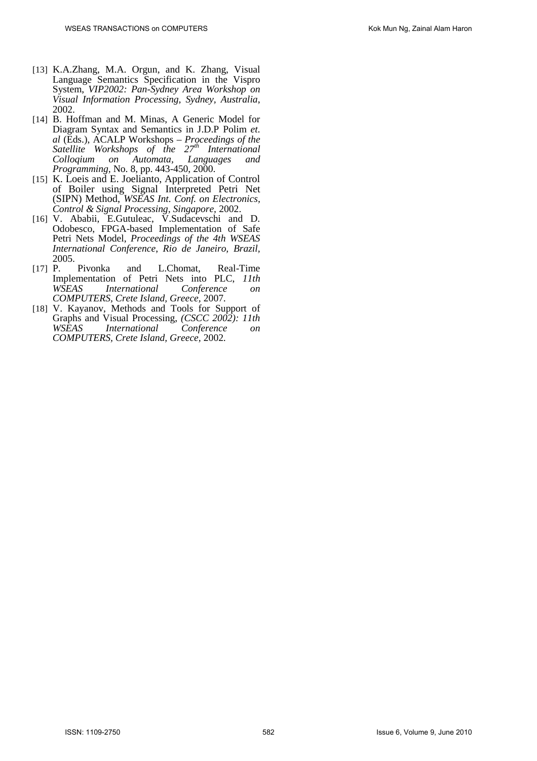[13] K.A.Zhang, M.A. Orgun, and K. Zhang, Visual Language Semantics Specification in the Vispro System, *VIP2002: Pan-Sydney Area Workshop on Visual Information Processing, Sydney, Australia*, 2002.

[14] B. Hoffman and M. Minas, A Generic Model for Diagram Syntax and Semantics in J.D.P Polim *et. al* (Eds.), ACALP Workshops – *Proceedings of the Satellite Workshops of the 27th International Colloqium on Automata, Languages and Programming*, No. 8, pp. 443-450, 2000.

[15] K. Loeis and E. Joelianto, Application of Control of Boiler using Signal Interpreted Petri Net (SIPN) Method, *WSEAS Int. Conf. on Electronics, Control & Signal Processing, Singapore*, 2002.

[16] V. Ababii, E.Gutuleac, V.Sudacevschi and D. Odobesco, FPGA-based Implementation of Safe Petri Nets Model, *Proceedings of the 4th WSEAS International Conference, Rio de Janeiro, Brazil*, 2005.

[17] P. Pivonka and L.Chomat, Real-Time Implementation of Petri Nets into PLC, *11th WSEAS International Conference on COMPUTERS, Crete Island, Greece*, 2007.

[18] V. Kayanov, Methods and Tools for Support of Graphs and Visual Processing, *(CSCC 2002): 11th WSEAS International Conference on COMPUTERS, Crete Island, Greece*, 2002.